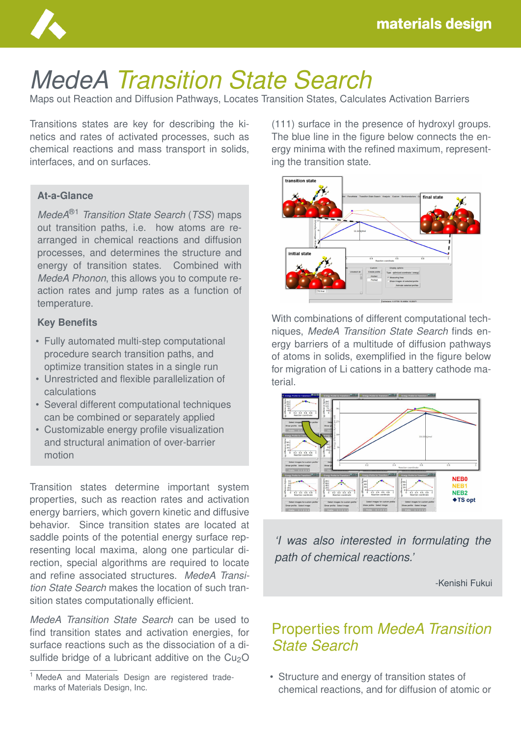# MedeA *Transition State Search*

Maps out Reaction and Diffusion Pathways, Locates Transition States, Calculates Activation Barriers

Transitions states are key for describing the kinetics and rates of activated processes, such as chemical reactions and mass transport in solids, interfaces, and on surfaces.

### At-a-Glance

*MedeA*®[1] *Transition State Search* (*TSS*) maps out transition paths, i.e. how atoms are rearranged in chemical reactions and diffusion processes, and determines the structure and energy of transition states. Combined with *MedeA Phonon*, this allows you to compute reaction rates and jump rates as a function of temperature.

### Key Benefits

- Fully automated multi-step computational procedure search transition paths, and optimize transition states in a single run
- Unrestricted and flexible parallelization of calculations
- Several different computational techniques can be combined or separately applied
- Customizable energy profile visualization and structural animation of over-barrier motion

Transition states determine important system properties, such as reaction rates and activation energy barriers, which govern kinetic and diffusive behavior. Since transition states are located at saddle points of the potential energy surface representing local maxima, along one particular direction, special algorithms are required to locate and refine associated structures. *MedeA Transition State Search* makes the location of such transition states computationally efficient.

*MedeA Transition State Search* can be used to find transition states and activation energies, for surface reactions such as the dissociation of a disulfide bridge of a lubricant additive on the $Cu_2O$ (111) surface in the presence of hydroxyl groups. The blue line in the figure below connects the energy minima with the refined maximum, representing the transition state.

With combinations of different computational techniques, *MedeA Transition State Search* finds energy barriers of a multitude of diffusion pathways of atoms in solids, exemplified in the figure below for migration of Li cations in a battery cathode material.

> *'I was also interested in formulating the path of chemical reactions.'*
>
> -Kenishi Fukui

## Properties from *MedeA Transition State Search*

- Structure and energy of transition states of chemical reactions, and for diffusion of atomic or

[1] MedeA and Materials Design are registered trademarks of Materials Design, Inc.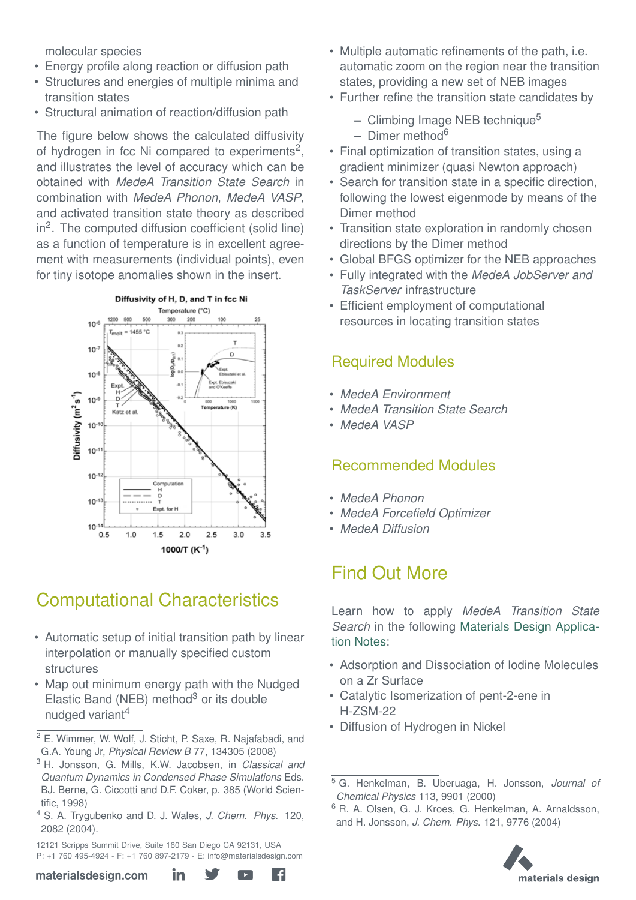molecular species

- Energy profile along reaction or diffusion path
- Structures and energies of multiple minima and transition states
- Structural animation of reaction/diffusion path

The figure below shows the calculated diffusivity of hydrogen in fcc Ni compared to experiments[2], and illustrates the level of accuracy which can be obtained with *MedeA Transition State Search* in combination with *MedeA Phonon*, *MedeA VASP*, and activated transition state theory as described in[2]. The computed diffusion coefficient (solid line) as a function of temperature is in excellent agreement with measurements (individual points), even for tiny isotope anomalies shown in the insert.

**Diffusivity of H, D, and T in fcc Ni**

Temperature (°C)

1200 800 500 300 200 100 25

$T_{melt}$ = 1455 °C

Expt. H D T Katz et al.

Diffusivity ($m^2 s^{-1}$)

$10^{-6}$ $10^{-7}$ $10^{-8}$ $10^{-9}$ $10^{-10}$ $10^{-11}$ $10^{-12}$ $10^{-13}$ $10^{-14}$

$\log(D_H/D_D)$

0.3 0.2 0.1 0.0 -0.1 -0.2

T D

Expt. Ebisuzaki et al.

Expt. Ebisuzaki and O'Keeffe

0 500 1000 1500

Temperature (K)

Computation H D T Expt. for H

0.5 1.0 1.5 2.0 2.5 3.0 3.5

1000/T ($K^{-1}$)

## Computational Characteristics

- Automatic setup of initial transition path by linear interpolation or manually specified custom structures
- Map out minimum energy path with the Nudged Elastic Band (NEB) method[3] or its double nudged variant[4]
- Multiple automatic refinements of the path, i.e. automatic zoom on the region near the transition states, providing a new set of NEB images
- Further refine the transition state candidates by
  - Climbing Image NEB technique[5]
  - Dimer method[6]
- Final optimization of transition states, using a gradient minimizer (quasi Newton approach)
- Search for transition state in a specific direction, following the lowest eigenmode by means of the Dimer method
- Transition state exploration in randomly chosen directions by the Dimer method
- Global BFGS optimizer for the NEB approaches
- Fully integrated with the *MedeA JobServer and TaskServer* infrastructure
- Efficient employment of computational resources in locating transition states

## Required Modules

- *MedeA Environment*
- *MedeA Transition State Search*
- *MedeA VASP*

## Recommended Modules

- *MedeA Phonon*
- *MedeA Forcefield Optimizer*
- *MedeA Diffusion*

## Find Out More

Learn how to apply *MedeA Transition State Search* in the following Materials Design Application Notes:

- Adsorption and Dissociation of Iodine Molecules on a Zr Surface
- Catalytic Isomerization of pent-2-ene in H-ZSM-22
- Diffusion of Hydrogen in Nickel

---

[2] E. Wimmer, W. Wolf, J. Sticht, P. Saxe, R. Najafabadi, and G.A. Young Jr, *Physical Review B* 77, 134305 (2008)

[3] H. Jonsson, G. Mills, K.W. Jacobsen, in *Classical and Quantum Dynamics in Condensed Phase Simulations* Eds. BJ. Berne, G. Ciccotti and D.F. Coker, p. 385 (World Scientific, 1998)

[4] S. A. Trygubenko and D. J. Wales, *J. Chem. Phys.* 120, 2082 (2004).

[5] G. Henkelman, B. Uberuaga, H. Jonsson, *Journal of Chemical Physics* 113, 9901 (2000)

[6] R. A. Olsen, G. J. Kroes, G. Henkelman, A. Arnaldsson, and H. Jonsson, *J. Chem. Phys.* 121, 9776 (2004)

12121 Scripps Summit Drive, Suite 160 San Diego CA 92131, USA
P: +1 760 495-4924 - F: +1 760 897-2179 - E: info@materialsdesign.com

materialsdesign.com

materials design